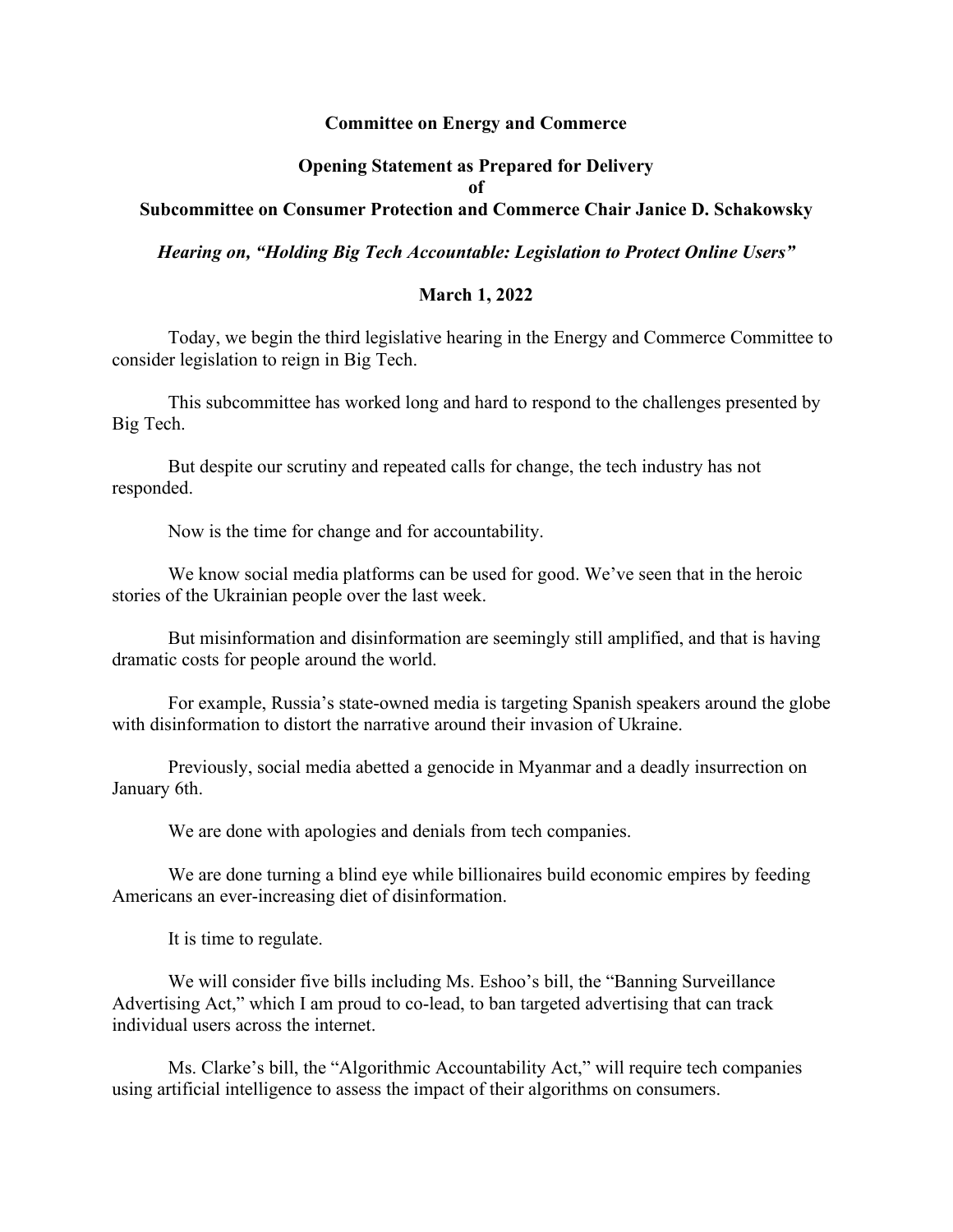**Committee on Energy and Commerce**

**Opening Statement as Prepared for Delivery**
**of**
**Subcommittee on Consumer Protection and Commerce Chair Janice D. Schakowsky**

***Hearing on, "Holding Big Tech Accountable: Legislation to Protect Online Users"***

**March 1, 2022**

Today, we begin the third legislative hearing in the Energy and Commerce Committee to consider legislation to reign in Big Tech.

This subcommittee has worked long and hard to respond to the challenges presented by Big Tech.

But despite our scrutiny and repeated calls for change, the tech industry has not responded.

Now is the time for change and for accountability.

We know social media platforms can be used for good. We've seen that in the heroic stories of the Ukrainian people over the last week.

But misinformation and disinformation are seemingly still amplified, and that is having dramatic costs for people around the world.

For example, Russia's state-owned media is targeting Spanish speakers around the globe with disinformation to distort the narrative around their invasion of Ukraine.

Previously, social media abetted a genocide in Myanmar and a deadly insurrection on January 6th.

We are done with apologies and denials from tech companies.

We are done turning a blind eye while billionaires build economic empires by feeding Americans an ever-increasing diet of disinformation.

It is time to regulate.

We will consider five bills including Ms. Eshoo's bill, the "Banning Surveillance Advertising Act," which I am proud to co-lead, to ban targeted advertising that can track individual users across the internet.

Ms. Clarke's bill, the "Algorithmic Accountability Act," will require tech companies using artificial intelligence to assess the impact of their algorithms on consumers.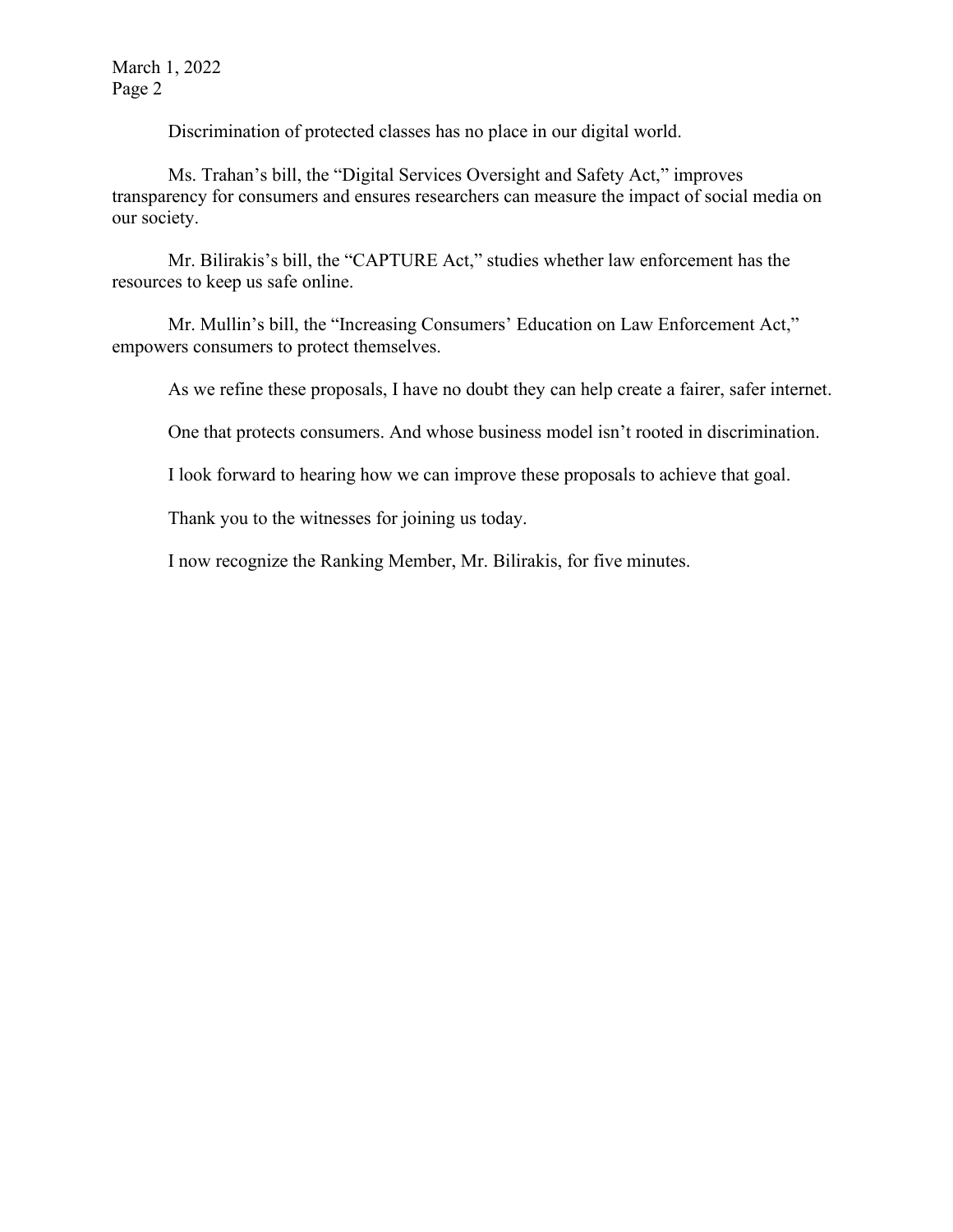Discrimination of protected classes has no place in our digital world.

Ms. Trahan's bill, the "Digital Services Oversight and Safety Act," improves transparency for consumers and ensures researchers can measure the impact of social media on our society.

Mr. Bilirakis's bill, the "CAPTURE Act," studies whether law enforcement has the resources to keep us safe online.

Mr. Mullin's bill, the "Increasing Consumers' Education on Law Enforcement Act," empowers consumers to protect themselves.

As we refine these proposals, I have no doubt they can help create a fairer, safer internet.

One that protects consumers. And whose business model isn't rooted in discrimination.

I look forward to hearing how we can improve these proposals to achieve that goal.

Thank you to the witnesses for joining us today.

I now recognize the Ranking Member, Mr. Bilirakis, for five minutes.